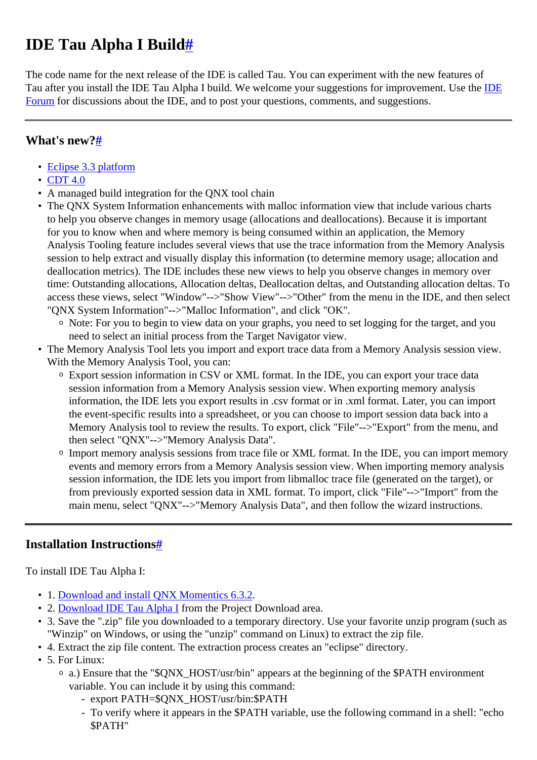# IDE Tau Alpha I Build#

The code name for the next release of the IDE is called Tau. You can experiment with the new features of Tau after you install the IDE Tau Alpha I build. We welcome your suggestions for improvement. Use the IDE Forum for discussions about the IDE, and to post your questions, comments, and suggestions.

---

## What's new?#

- Eclipse 3.3 platform
- CDT 4.0
- A managed build integration for the QNX tool chain
- The QNX System Information enhancements with malloc information view that include various charts to help you observe changes in memory usage (allocations and deallocations). Because it is important for you to know when and where memory is being consumed within an application, the Memory Analysis Tooling feature includes several views that use the trace information from the Memory Analysis session to help extract and visually display this information (to determine memory usage; allocation and deallocation metrics). The IDE includes these new views to help you observe changes in memory over time: Outstanding allocations, Allocation deltas, Deallocation deltas, and Outstanding allocation deltas. To access these views, select "Window"-->"Show View"-->"Other" from the menu in the IDE, and then select "QNX System Information"-->"Malloc Information", and click "OK".
  - Note: For you to begin to view data on your graphs, you need to set logging for the target, and you need to select an initial process from the Target Navigator view.
- The Memory Analysis Tool lets you import and export trace data from a Memory Analysis session view. With the Memory Analysis Tool, you can:
  - Export session information in CSV or XML format. In the IDE, you can export your trace data session information from a Memory Analysis session view. When exporting memory analysis information, the IDE lets you export results in .csv format or in .xml format. Later, you can import the event-specific results into a spreadsheet, or you can choose to import session data back into a Memory Analysis tool to review the results. To export, click "File"-->"Export" from the menu, and then select "QNX"-->"Memory Analysis Data".
  - Import memory analysis sessions from trace file or XML format. In the IDE, you can import memory events and memory errors from a Memory Analysis session view. When importing memory analysis session information, the IDE lets you import from libmalloc trace file (generated on the target), or from previously exported session data in XML format. To import, click "File"-->"Import" from the main menu, select "QNX"-->"Memory Analysis Data", and then follow the wizard instructions.

---

## Installation Instructions#

To install IDE Tau Alpha I:

- 1. Download and install QNX Momentics 6.3.2.
- 2. Download IDE Tau Alpha I from the Project Download area.
- 3. Save the ".zip" file you downloaded to a temporary directory. Use your favorite unzip program (such as "Winzip" on Windows, or using the "unzip" command on Linux) to extract the zip file.
- 4. Extract the zip file content. The extraction process creates an "eclipse" directory.
- 5. For Linux:
  - a.) Ensure that the "$QNX_HOST/usr/bin" appears at the beginning of the $PATH environment variable. You can include it by using this command:
    - export PATH=$QNX_HOST/usr/bin:$PATH
    - To verify where it appears in the $PATH variable, use the following command in a shell: "echo $PATH"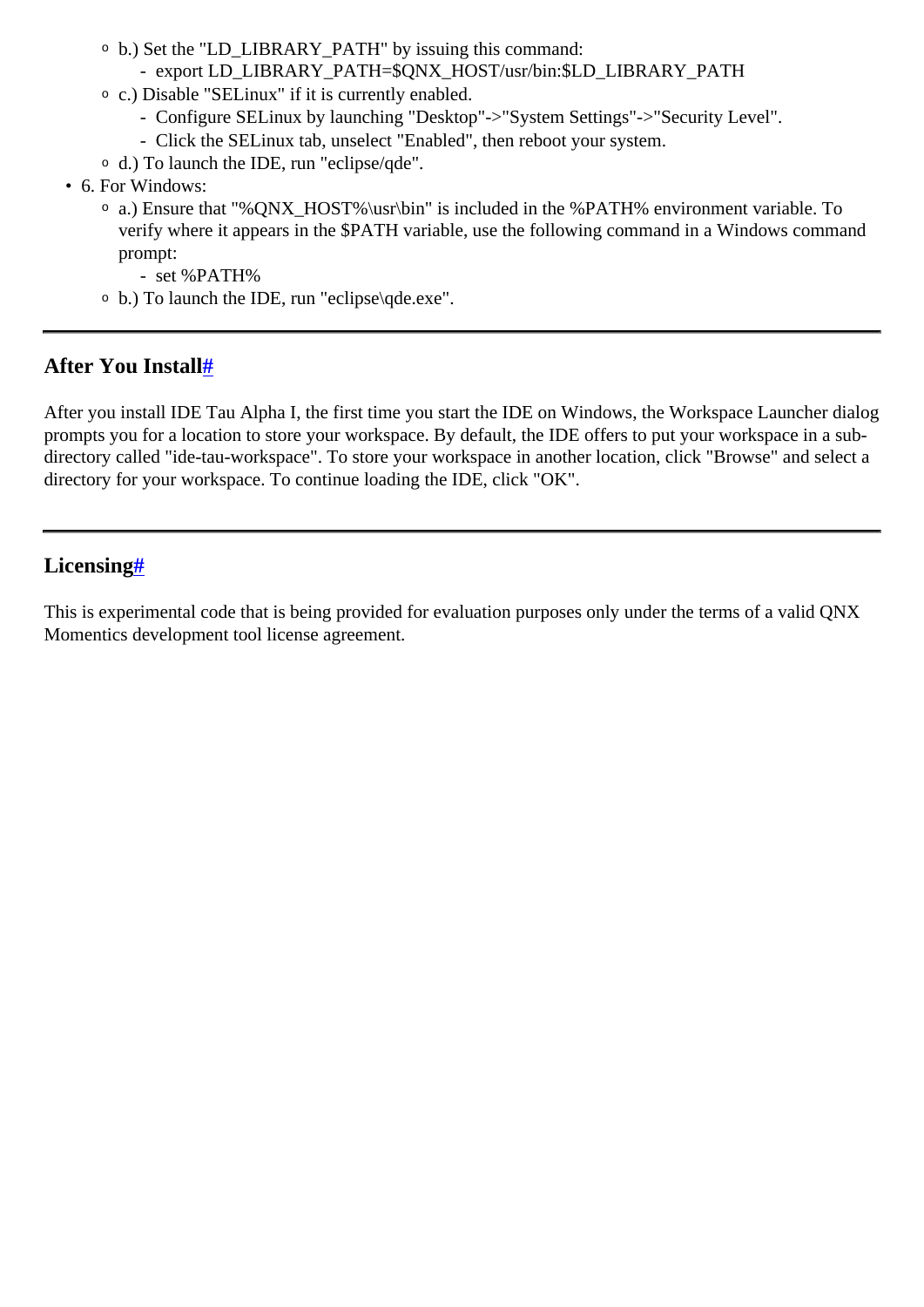- b.) Set the "LD_LIBRARY_PATH" by issuing this command:
    - export LD_LIBRARY_PATH=$QNX_HOST/usr/bin:$LD_LIBRARY_PATH
  - c.) Disable "SELinux" if it is currently enabled.
    - Configure SELinux by launching "Desktop"->"System Settings"->"Security Level".
    - Click the SELinux tab, unselect "Enabled", then reboot your system.
  - d.) To launch the IDE, run "eclipse/qde".
- 6. For Windows:
  - a.) Ensure that "%QNX_HOST%\usr\bin" is included in the %PATH% environment variable. To verify where it appears in the $PATH variable, use the following command in a Windows command prompt:
    - set %PATH%
  - b.) To launch the IDE, run "eclipse\qde.exe".

---

## After You Install#

After you install IDE Tau Alpha I, the first time you start the IDE on Windows, the Workspace Launcher dialog prompts you for a location to store your workspace. By default, the IDE offers to put your workspace in a sub-directory called "ide-tau-workspace". To store your workspace in another location, click "Browse" and select a directory for your workspace. To continue loading the IDE, click "OK".

---

## Licensing#

This is experimental code that is being provided for evaluation purposes only under the terms of a valid QNX Momentics development tool license agreement.